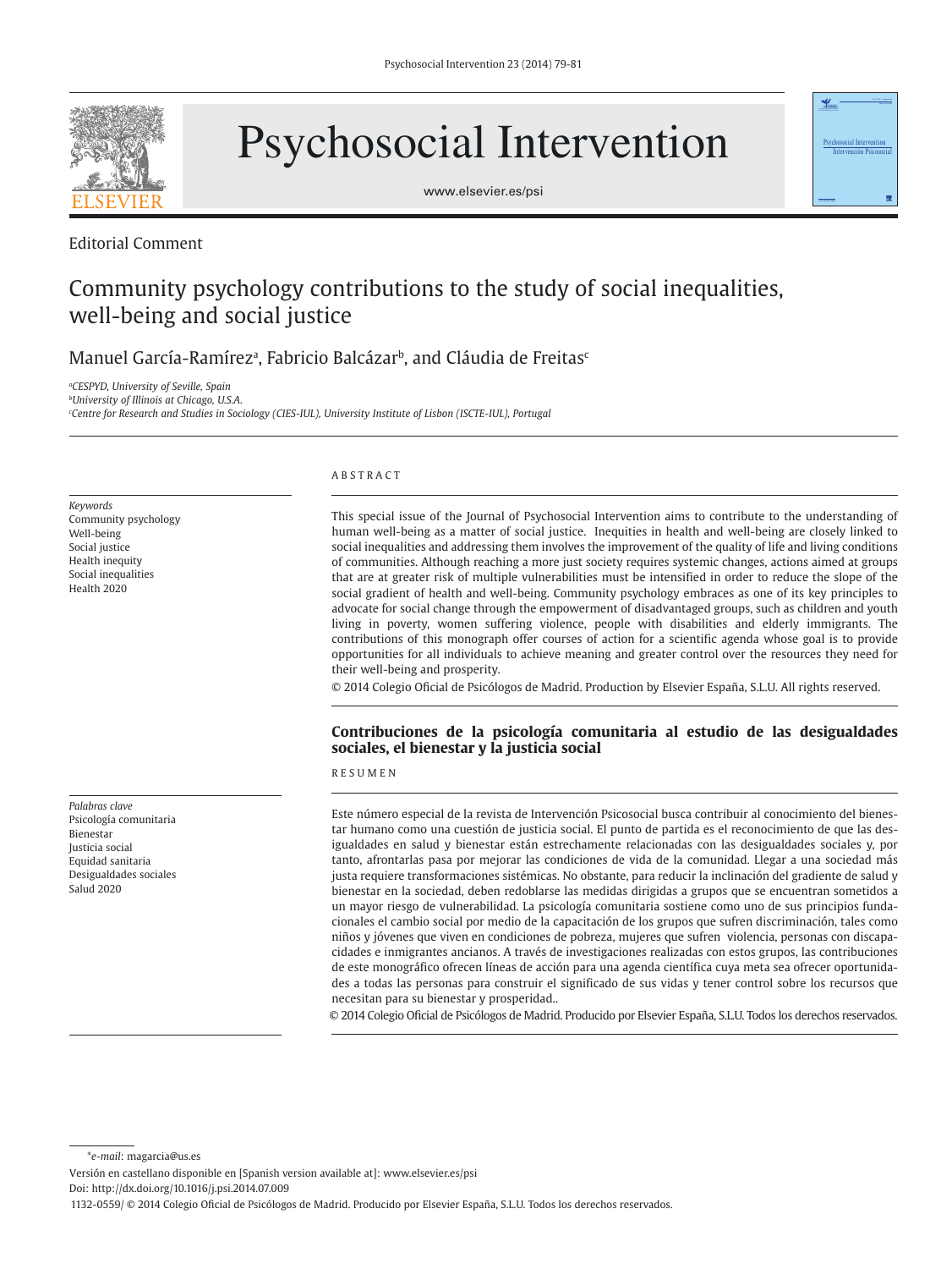Editorial Comment

# Community psychology contributions to the study of social inequalities, well-being and social justice

Manuel García-Ramírez[a], Fabricio Balcázar[b], and Cláudia de Freitas[c]

[a] *CESPYD, University of Seville, Spain*
[b] *University of Illinois at Chicago, U.S.A.*
[c] *Centre for Research and Studies in Sociology (CIES-IUL), University Institute of Lisbon (ISCTE-IUL), Portugal*

*Keywords*
Community psychology
Well-being
Social justice
Health inequity
Social inequalities
Health 2020

## ABSTRACT

This special issue of the Journal of Psychosocial Intervention aims to contribute to the understanding of human well-being as a matter of social justice. Inequities in health and well-being are closely linked to social inequalities and addressing them involves the improvement of the quality of life and living conditions of communities. Although reaching a more just society requires systemic changes, actions aimed at groups that are at greater risk of multiple vulnerabilities must be intensified in order to reduce the slope of the social gradient of health and well-being. Community psychology embraces as one of its key principles to advocate for social change through the empowerment of disadvantaged groups, such as children and youth living in poverty, women suffering violence, people with disabilities and elderly immigrants. The contributions of this monograph offer courses of action for a scientific agenda whose goal is to provide opportunities for all individuals to achieve meaning and greater control over the resources they need for their well-being and prosperity.

© 2014 Colegio Oficial de Psicólogos de Madrid. Production by Elsevier España, S.L.U. All rights reserved.

## Contribuciones de la psicología comunitaria al estudio de las desigualdades sociales, el bienestar y la justicia social

*Palabras clave*
Psicología comunitaria
Bienestar
Justicia social
Equidad sanitaria
Desigualdades sociales
Salud 2020

## RESUMEN

Este número especial de la revista de Intervención Psicosocial busca contribuir al conocimiento del bienestar humano como una cuestión de justicia social. El punto de partida es el reconocimiento de que las desigualdades en salud y bienestar están estrechamente relacionadas con las desigualdades sociales y, por tanto, afrontarlas pasa por mejorar las condiciones de vida de la comunidad. Llegar a una sociedad más justa requiere transformaciones sistémicas. No obstante, para reducir la inclinación del gradiente de salud y bienestar en la sociedad, deben redoblarse las medidas dirigidas a grupos que se encuentran sometidos a un mayor riesgo de vulnerabilidad. La psicología comunitaria sostiene como uno de sus principios fundacionales el cambio social por medio de la capacitación de los grupos que sufren discriminación, tales como niños y jóvenes que viven en condiciones de pobreza, mujeres que sufren violencia, personas con discapacidades e inmigrantes ancianos. A través de investigaciones realizadas con estos grupos, las contribuciones de este monográfico ofrecen líneas de acción para una agenda científica cuya meta sea ofrecer oportunidades a todas las personas para construir el significado de sus vidas y tener control sobre los recursos que necesitan para su bienestar y prosperidad..

© 2014 Colegio Oficial de Psicólogos de Madrid. Producido por Elsevier España, S.L.U. Todos los derechos reservados.

*e-mail: magarcia@us.es

Versión en castellano disponible en [Spanish version available at]: www.elsevier.es/psi

Doi: http://dx.doi.org/10.1016/j.psi.2014.07.009

1132-0559/ © 2014 Colegio Oficial de Psicólogos de Madrid. Producido por Elsevier España, S.L.U. Todos los derechos reservados.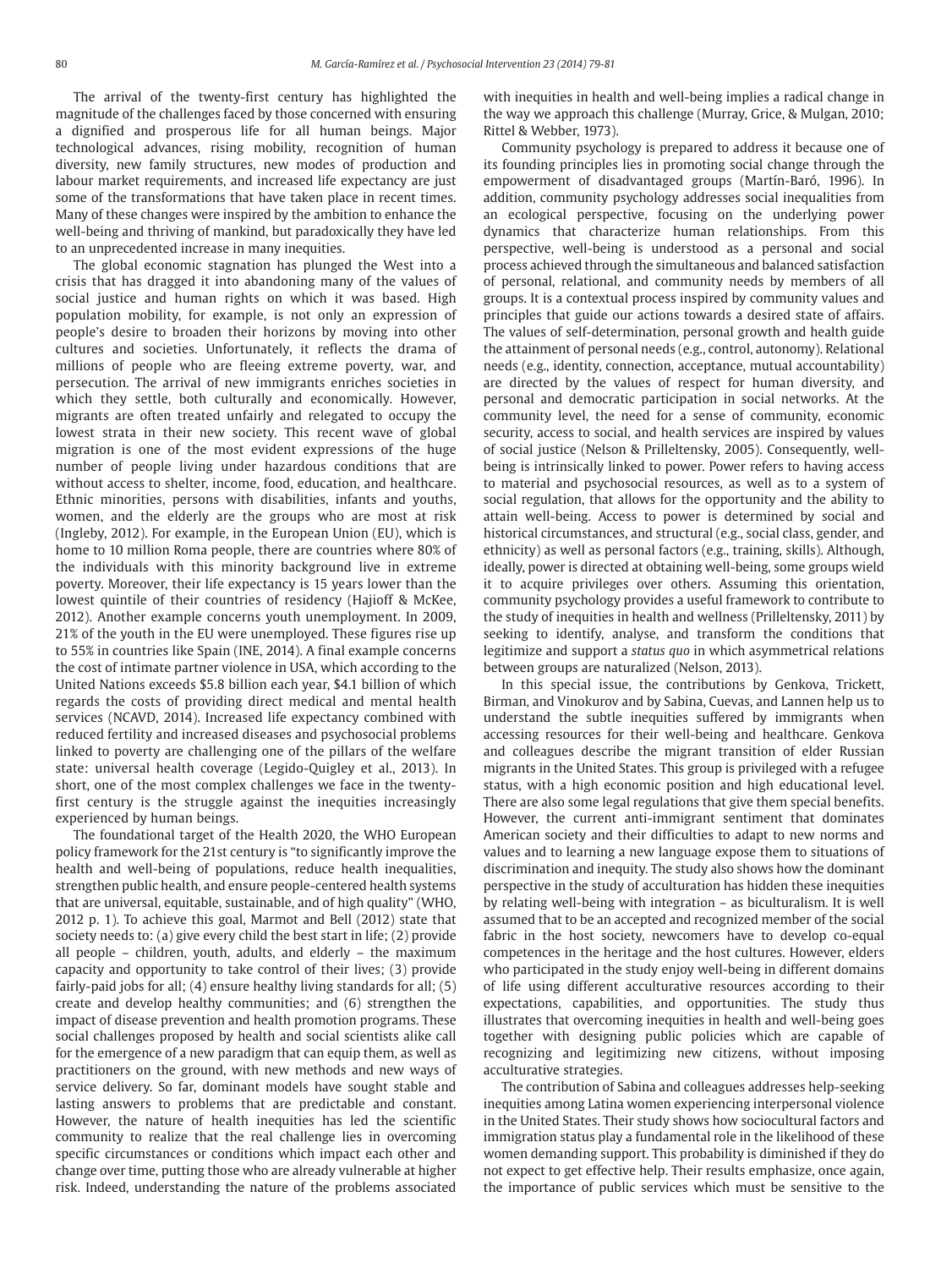The arrival of the twenty-first century has highlighted the magnitude of the challenges faced by those concerned with ensuring a dignified and prosperous life for all human beings. Major technological advances, rising mobility, recognition of human diversity, new family structures, new modes of production and labour market requirements, and increased life expectancy are just some of the transformations that have taken place in recent times. Many of these changes were inspired by the ambition to enhance the well-being and thriving of mankind, but paradoxically they have led to an unprecedented increase in many inequities.

The global economic stagnation has plunged the West into a crisis that has dragged it into abandoning many of the values of social justice and human rights on which it was based. High population mobility, for example, is not only an expression of people's desire to broaden their horizons by moving into other cultures and societies. Unfortunately, it reflects the drama of millions of people who are fleeing extreme poverty, war, and persecution. The arrival of new immigrants enriches societies in which they settle, both culturally and economically. However, migrants are often treated unfairly and relegated to occupy the lowest strata in their new society. This recent wave of global migration is one of the most evident expressions of the huge number of people living under hazardous conditions that are without access to shelter, income, food, education, and healthcare. Ethnic minorities, persons with disabilities, infants and youths, women, and the elderly are the groups who are most at risk (Ingleby, 2012). For example, in the European Union (EU), which is home to 10 million Roma people, there are countries where 80% of the individuals with this minority background live in extreme poverty. Moreover, their life expectancy is 15 years lower than the lowest quintile of their countries of residency (Hajioff & McKee, 2012). Another example concerns youth unemployment. In 2009, 21% of the youth in the EU were unemployed. These figures rise up to 55% in countries like Spain (INE, 2014). A final example concerns the cost of intimate partner violence in USA, which according to the United Nations exceeds $5.8 billion each year, $4.1 billion of which regards the costs of providing direct medical and mental health services (NCAVD, 2014). Increased life expectancy combined with reduced fertility and increased diseases and psychosocial problems linked to poverty are challenging one of the pillars of the welfare state: universal health coverage (Legido-Quigley et al., 2013). In short, one of the most complex challenges we face in the twenty-first century is the struggle against the inequities increasingly experienced by human beings.

The foundational target of the Health 2020, the WHO European policy framework for the 21st century is "to significantly improve the health and well-being of populations, reduce health inequalities, strengthen public health, and ensure people-centered health systems that are universal, equitable, sustainable, and of high quality" (WHO, 2012 p. 1). To achieve this goal, Marmot and Bell (2012) state that society needs to: (a) give every child the best start in life; (2) provide all people – children, youth, adults, and elderly – the maximum capacity and opportunity to take control of their lives; (3) provide fairly-paid jobs for all; (4) ensure healthy living standards for all; (5) create and develop healthy communities; and (6) strengthen the impact of disease prevention and health promotion programs. These social challenges proposed by health and social scientists alike call for the emergence of a new paradigm that can equip them, as well as practitioners on the ground, with new methods and new ways of service delivery. So far, dominant models have sought stable and lasting answers to problems that are predictable and constant. However, the nature of health inequities has led the scientific community to realize that the real challenge lies in overcoming specific circumstances or conditions which impact each other and change over time, putting those who are already vulnerable at higher risk. Indeed, understanding the nature of the problems associated with inequities in health and well-being implies a radical change in the way we approach this challenge (Murray, Grice, & Mulgan, 2010; Rittel & Webber, 1973).

Community psychology is prepared to address it because one of its founding principles lies in promoting social change through the empowerment of disadvantaged groups (Martín-Baró, 1996). In addition, community psychology addresses social inequalities from an ecological perspective, focusing on the underlying power dynamics that characterize human relationships. From this perspective, well-being is understood as a personal and social process achieved through the simultaneous and balanced satisfaction of personal, relational, and community needs by members of all groups. It is a contextual process inspired by community values and principles that guide our actions towards a desired state of affairs. The values of self-determination, personal growth and health guide the attainment of personal needs (e.g., control, autonomy). Relational needs (e.g., identity, connection, acceptance, mutual accountability) are directed by the values of respect for human diversity, and personal and democratic participation in social networks. At the community level, the need for a sense of community, economic security, access to social, and health services are inspired by values of social justice (Nelson & Prilleltensky, 2005). Consequently, well-being is intrinsically linked to power. Power refers to having access to material and psychosocial resources, as well as to a system of social regulation, that allows for the opportunity and the ability to attain well-being. Access to power is determined by social and historical circumstances, and structural (e.g., social class, gender, and ethnicity) as well as personal factors (e.g., training, skills). Although, ideally, power is directed at obtaining well-being, some groups wield it to acquire privileges over others. Assuming this orientation, community psychology provides a useful framework to contribute to the study of inequities in health and wellness (Prilleltensky, 2011) by seeking to identify, analyse, and transform the conditions that legitimize and support a *status quo* in which asymmetrical relations between groups are naturalized (Nelson, 2013).

In this special issue, the contributions by Genkova, Trickett, Birman, and Vinokurov and by Sabina, Cuevas, and Lannen help us to understand the subtle inequities suffered by immigrants when accessing resources for their well-being and healthcare. Genkova and colleagues describe the migrant transition of elder Russian migrants in the United States. This group is privileged with a refugee status, with a high economic position and high educational level. There are also some legal regulations that give them special benefits. However, the current anti-immigrant sentiment that dominates American society and their difficulties to adapt to new norms and values and to learning a new language expose them to situations of discrimination and inequity. The study also shows how the dominant perspective in the study of acculturation has hidden these inequities by relating well-being with integration – as biculturalism. It is well assumed that to be an accepted and recognized member of the social fabric in the host society, newcomers have to develop co-equal competences in the heritage and the host cultures. However, elders who participated in the study enjoy well-being in different domains of life using different acculturative resources according to their expectations, capabilities, and opportunities. The study thus illustrates that overcoming inequities in health and well-being goes together with designing public policies which are capable of recognizing and legitimizing new citizens, without imposing acculturative strategies.

The contribution of Sabina and colleagues addresses help-seeking inequities among Latina women experiencing interpersonal violence in the United States. Their study shows how sociocultural factors and immigration status play a fundamental role in the likelihood of these women demanding support. This probability is diminished if they do not expect to get effective help. Their results emphasize, once again, the importance of public services which must be sensitive to the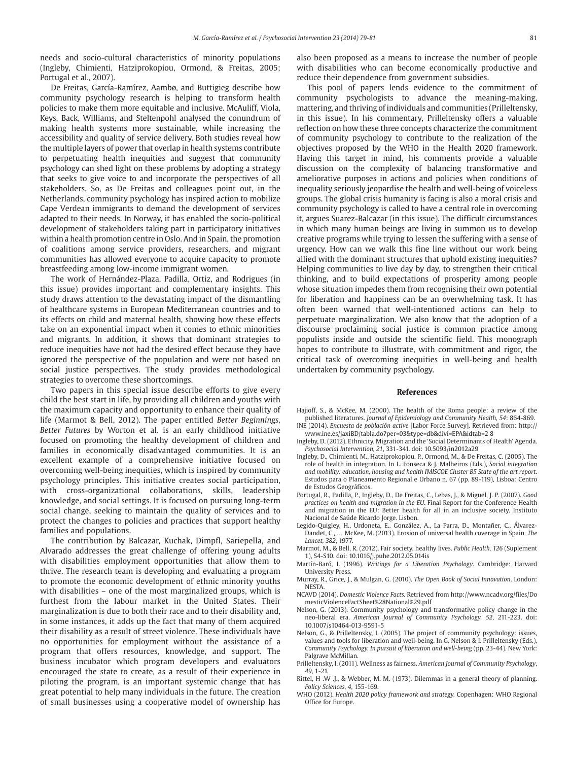needs and socio-cultural characteristics of minority populations (Ingleby, Chimienti, Hatziprokopiou, Ormond, & Freitas, 2005; Portugal et al., 2007).

De Freitas, García-Ramírez, Aambø, and Buttigieg describe how community psychology research is helping to transform health policies to make them more equitable and inclusive. McAuliff, Viola, Keys, Back, Williams, and Steltenpohl analysed the conundrum of making health systems more sustainable, while increasing the accessibility and quality of service delivery. Both studies reveal how the multiple layers of power that overlap in health systems contribute to perpetuating health inequities and suggest that community psychology can shed light on these problems by adopting a strategy that seeks to give voice to and incorporate the perspectives of all stakeholders. So, as De Freitas and colleagues point out, in the Netherlands, community psychology has inspired action to mobilize Cape Verdean immigrants to demand the development of services adapted to their needs. In Norway, it has enabled the socio-political development of stakeholders taking part in participatory initiatives within a health promotion centre in Oslo. And in Spain, the promotion of coalitions among service providers, researchers, and migrant communities has allowed everyone to acquire capacity to promote breastfeeding among low-income immigrant women.

The work of Hernández-Plaza, Padilla, Ortiz, and Rodrigues (in this issue) provides important and complementary insights. This study draws attention to the devastating impact of the dismantling of healthcare systems in European Mediterranean countries and to its effects on child and maternal health, showing how these effects take on an exponential impact when it comes to ethnic minorities and migrants. In addition, it shows that dominant strategies to reduce inequities have not had the desired effect because they have ignored the perspective of the population and were not based on social justice perspectives. The study provides methodological strategies to overcome these shortcomings.

Two papers in this special issue describe efforts to give every child the best start in life, by providing all children and youths with the maximum capacity and opportunity to enhance their quality of life (Marmot & Bell, 2012). The paper entitled *Better Beginnings, Better Futures* by Worton et al. is an early childhood initiative focused on promoting the healthy development of children and families in economically disadvantaged communities. It is an excellent example of a comprehensive initiative focused on overcoming well-being inequities, which is inspired by community psychology principles. This initiative creates social participation, with cross-organizational collaborations, skills, leadership knowledge, and social settings. It is focused on pursuing long-term social change, seeking to maintain the quality of services and to protect the changes to policies and practices that support healthy families and populations.

The contribution by Balcazar, Kuchak, Dimpfl, Sariepella, and Alvarado addresses the great challenge of offering young adults with disabilities employment opportunities that allow them to thrive. The research team is developing and evaluating a program to promote the economic development of ethnic minority youths with disabilities – one of the most marginalized groups, which is furthest from the labour market in the United States. Their marginalization is due to both their race and to their disability and, in some instances, it adds up the fact that many of them acquired their disability as a result of street violence. These individuals have no opportunities for employment without the assistance of a program that offers resources, knowledge, and support. The business incubator which program developers and evaluators encouraged the state to create, as a result of their experience in piloting the program, is an important systemic change that has great potential to help many individuals in the future. The creation of small businesses using a cooperative model of ownership has also been proposed as a means to increase the number of people with disabilities who can become economically productive and reduce their dependence from government subsidies.

This pool of papers lends evidence to the commitment of community psychologists to advance the meaning-making, mattering, and thriving of individuals and communities (Prilleltensky, in this issue). In his commentary, Prilleltensky offers a valuable reflection on how these three concepts characterize the commitment of community psychology to contribute to the realization of the objectives proposed by the WHO in the Health 2020 framework. Having this target in mind, his comments provide a valuable discussion on the complexity of balancing transformative and ameliorative purposes in actions and policies when conditions of inequality seriously jeopardise the health and well-being of voiceless groups. The global crisis humanity is facing is also a moral crisis and community psychology is called to have a central role in overcoming it, argues Suarez-Balcazar (in this issue). The difficult circumstances in which many human beings are living in summon us to develop creative programs while trying to lessen the suffering with a sense of urgency. How can we walk this fine line without our work being allied with the dominant structures that uphold existing inequities? Helping communities to live day by day, to strengthen their critical thinking, and to build expectations of prosperity among people whose situation impedes them from recognising their own potential for liberation and happiness can be an overwhelming task. It has often been warned that well-intentioned actions can help to perpetuate marginalization. We also know that the adoption of a discourse proclaiming social justice is common practice among populists inside and outside the scientific field. This monograph hopes to contribute to illustrate, with commitment and rigor, the critical task of overcoming inequities in well-being and health undertaken by community psychology.

## References

Hajioff, S., & McKee, M. (2000). The health of the Roma people: a review of the published literatures. *Journal of Epidemiology and Community Health, 54*: 864-869.

INE (2014). *Encuesta de población active* [Labor Force Survey]. Retrieved from: http://www.ine.es/jaxiBD/tabla.do?per=03&type=db&divi=EPA&idtab=2 8

Ingleby, D. (2012). Ethnicity, Migration and the 'Social Determinants of Health' Agenda. *Psychosocial Intervention, 21*, 331-341. doi: 10.5093/in2012a29

Ingleby, D., Chimienti, M., Hatziprokopiou, P., Ormond, M., & De Freitas, C. (2005). The role of health in integration. In L. Fonseca & J. Malheiros (Eds.), *Social integration and mobility: education, housing and health IMISCOE Cluster B5 State of the art report*. Estudos para o Planeamento Regional e Urbano n. 67 (pp. 89-119), Lisboa: Centro de Estudos Geográficos.

Portugal, R., Padilla, P., Ingleby, D., De Freitas, C., Lebas, J., & Miguel, J. P. (2007). *Good practices on health and migration in the EU*. Final Report for the Conference Health and migration in the EU: Better health for all in an inclusive society. Instituto Nacional de Saúde Ricardo Jorge. Lisbon.

Legido-Quigley, H., Urdoneta, E., González, A., La Parra, D., Montañer, C., Álvarez-Dandet, C., … McKee, M. (2013). Erosion of universal health coverage in Spain. *The Lancet, 382*, 1977.

Marmot, M., & Bell, R. (2012). Fair society, healthy lives. *Public Health, 126* (Suplement 1), S4-S10. doi: 10.1016/j.puhe.2012.05.014is

Martín-Baró, I. (1996). *Writings for a Liberation Psychology*. Cambridge: Harvard University Press.

Murray, R., Grice, J., & Mulgan, G. (2010). *The Open Book of Social Innovation*. London: NESTA.

NCAVD (2014). *Domestic Violence Facts*. Retrieved from http://www.ncadv.org/files/DomesticViolenceFactSheet%28National%29.pdf

Nelson, G. (2013). Community psychology and transformative policy change in the neo-liberal era. *American Journal of Community Psychology, 52*, 211-223. doi: 10.1007/s10464-013-9591-5

Nelson, G., & Prilleltensky, I. (2005). The project of community psychology: issues, values and tools for liberation and well-being. In G. Nelson & I. Prilleltensky (Eds.), *Community Psychology. In pursuit of liberation and well-being* (pp. 23-44). New York: Palgrave McMillan.

Prilleltensky, I. (2011). Wellness as fairness. *American Journal of Community Psychology*, *49*, 1-21.

Rittel, H .W .J., & Webber, M. M. (1973). Dilemmas in a general theory of planning. *Policy Sciences, 4*, 155-169.

WHO (2012). *Health 2020 policy framework and strategy*. Copenhagen: WHO Regional Office for Europe.